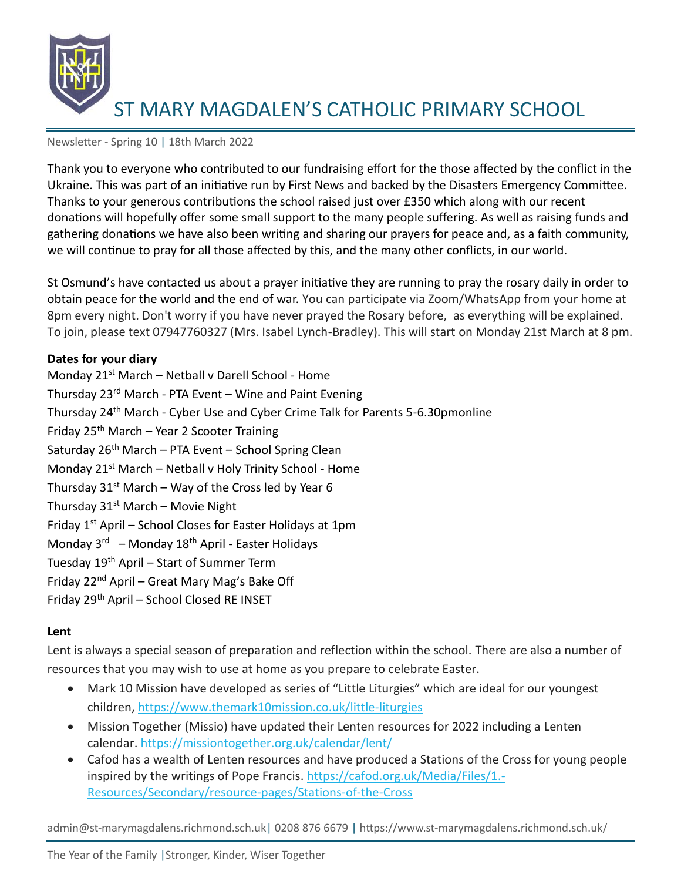# ST MARY MAGDALEN'S CATHOLIC PRIMARY SCHOOL

Newsletter - Spring 10 | 18th March 2022

Thank you to everyone who contributed to our fundraising effort for the those affected by the conflict in the Ukraine. This was part of an initiative run by First News and backed by the Disasters Emergency Committee. Thanks to your generous contributions the school raised just over £350 which along with our recent donations will hopefully offer some small support to the many people suffering. As well as raising funds and gathering donations we have also been writing and sharing our prayers for peace and, as a faith community, we will continue to pray for all those affected by this, and the many other conflicts, in our world.

St Osmund's have contacted us about a prayer initiative they are running to pray the rosary daily in order to obtain peace for the world and the end of war. You can participate via Zoom/WhatsApp from your home at 8pm every night. Don't worry if you have never prayed the Rosary before, as everything will be explained. To join, please text 07947760327 (Mrs. Isabel Lynch-Bradley). This will start on Monday 21st March at 8 pm.

**Dates for your diary**

Monday 21st March – Netball v Darell School - Home
Thursday 23rd March - PTA Event – Wine and Paint Evening
Thursday 24th March - Cyber Use and Cyber Crime Talk for Parents 5-6.30pmonline
Friday 25th March – Year 2 Scooter Training
Saturday 26th March – PTA Event – School Spring Clean
Monday 21st March – Netball v Holy Trinity School - Home
Thursday 31st March – Way of the Cross led by Year 6
Thursday 31st March – Movie Night
Friday 1st April – School Closes for Easter Holidays at 1pm
Monday 3rd – Monday 18th April - Easter Holidays
Tuesday 19th April – Start of Summer Term
Friday 22nd April – Great Mary Mag's Bake Off
Friday 29th April – School Closed RE INSET

**Lent**

Lent is always a special season of preparation and reflection within the school. There are also a number of resources that you may wish to use at home as you prepare to celebrate Easter.

- Mark 10 Mission have developed as series of "Little Liturgies" which are ideal for our youngest children, https://www.themark10mission.co.uk/little-liturgies
- Mission Together (Missio) have updated their Lenten resources for 2022 including a Lenten calendar. https://missiontogether.org.uk/calendar/lent/
- Cafod has a wealth of Lenten resources and have produced a Stations of the Cross for young people inspired by the writings of Pope Francis. https://cafod.org.uk/Media/Files/1.-Resources/Secondary/resource-pages/Stations-of-the-Cross

admin@st-marymagdalens.richmond.sch.uk | 0208 876 6679 | https://www.st-marymagdalens.richmond.sch.uk/

The Year of the Family | Stronger, Kinder, Wiser Together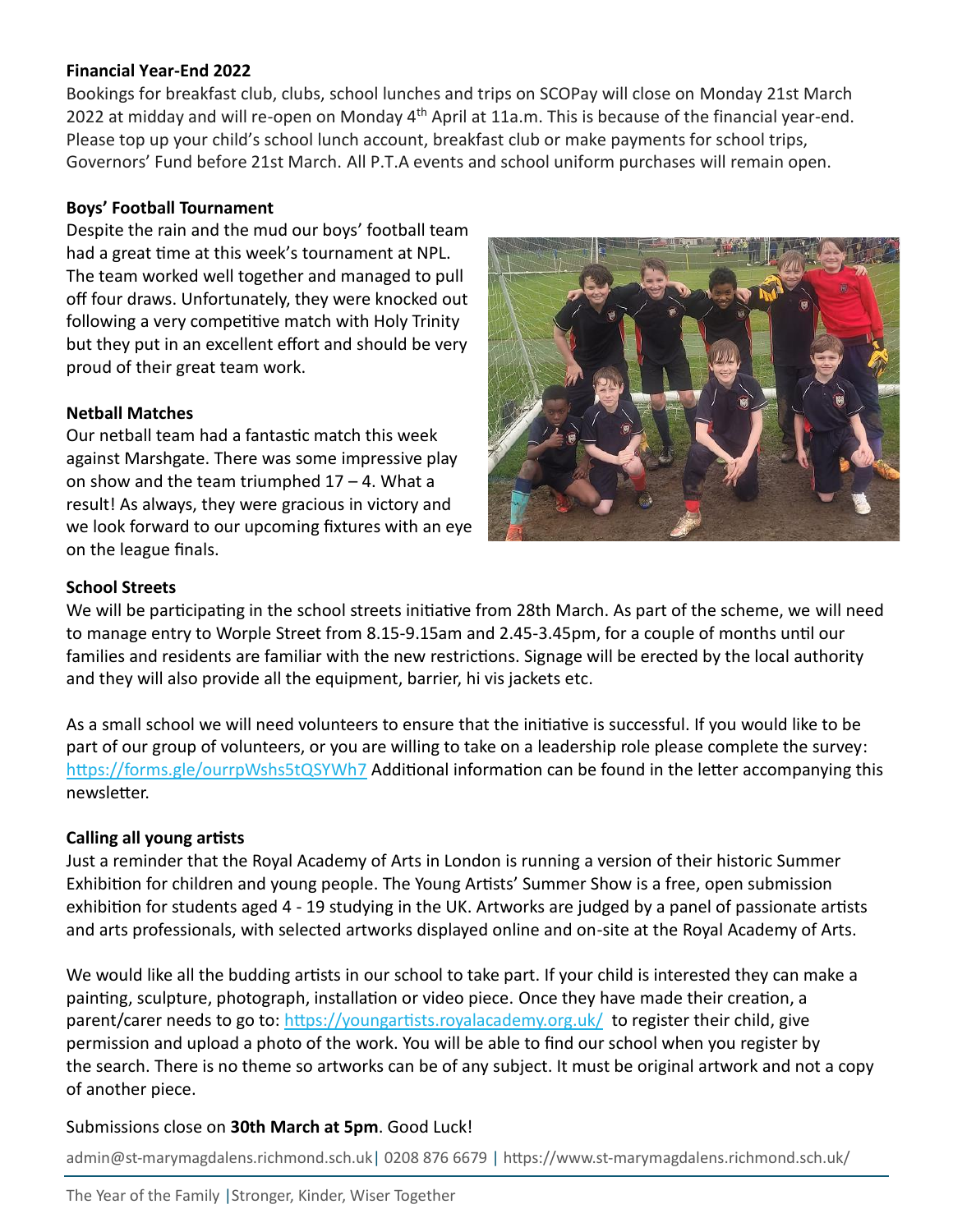**Financial Year-End 2022**

Bookings for breakfast club, clubs, school lunches and trips on SCOPay will close on Monday 21st March 2022 at midday and will re-open on Monday 4th April at 11a.m. This is because of the financial year-end. Please top up your child's school lunch account, breakfast club or make payments for school trips, Governors' Fund before 21st March. All P.T.A events and school uniform purchases will remain open.

**Boys' Football Tournament**

Despite the rain and the mud our boys' football team had a great time at this week's tournament at NPL. The team worked well together and managed to pull off four draws. Unfortunately, they were knocked out following a very competitive match with Holy Trinity but they put in an excellent effort and should be very proud of their great team work.

**Netball Matches**

Our netball team had a fantastic match this week against Marshgate. There was some impressive play on show and the team triumphed 17 – 4. What a result! As always, they were gracious in victory and we look forward to our upcoming fixtures with an eye on the league finals.

**School Streets**

We will be participating in the school streets initiative from 28th March. As part of the scheme, we will need to manage entry to Worple Street from 8.15-9.15am and 2.45-3.45pm, for a couple of months until our families and residents are familiar with the new restrictions. Signage will be erected by the local authority and they will also provide all the equipment, barrier, hi vis jackets etc.

As a small school we will need volunteers to ensure that the initiative is successful. If you would like to be part of our group of volunteers, or you are willing to take on a leadership role please complete the survey: https://forms.gle/ourrpWshs5tQSYWh7 Additional information can be found in the letter accompanying this newsletter.

**Calling all young artists**

Just a reminder that the Royal Academy of Arts in London is running a version of their historic Summer Exhibition for children and young people. The Young Artists' Summer Show is a free, open submission exhibition for students aged 4 - 19 studying in the UK. Artworks are judged by a panel of passionate artists and arts professionals, with selected artworks displayed online and on-site at the Royal Academy of Arts.

We would like all the budding artists in our school to take part. If your child is interested they can make a painting, sculpture, photograph, installation or video piece. Once they have made their creation, a parent/carer needs to go to: https://youngartists.royalacademy.org.uk/ to register their child, give permission and upload a photo of the work. You will be able to find our school when you register by the search. There is no theme so artworks can be of any subject. It must be original artwork and not a copy of another piece.

Submissions close on **30th March at 5pm**. Good Luck!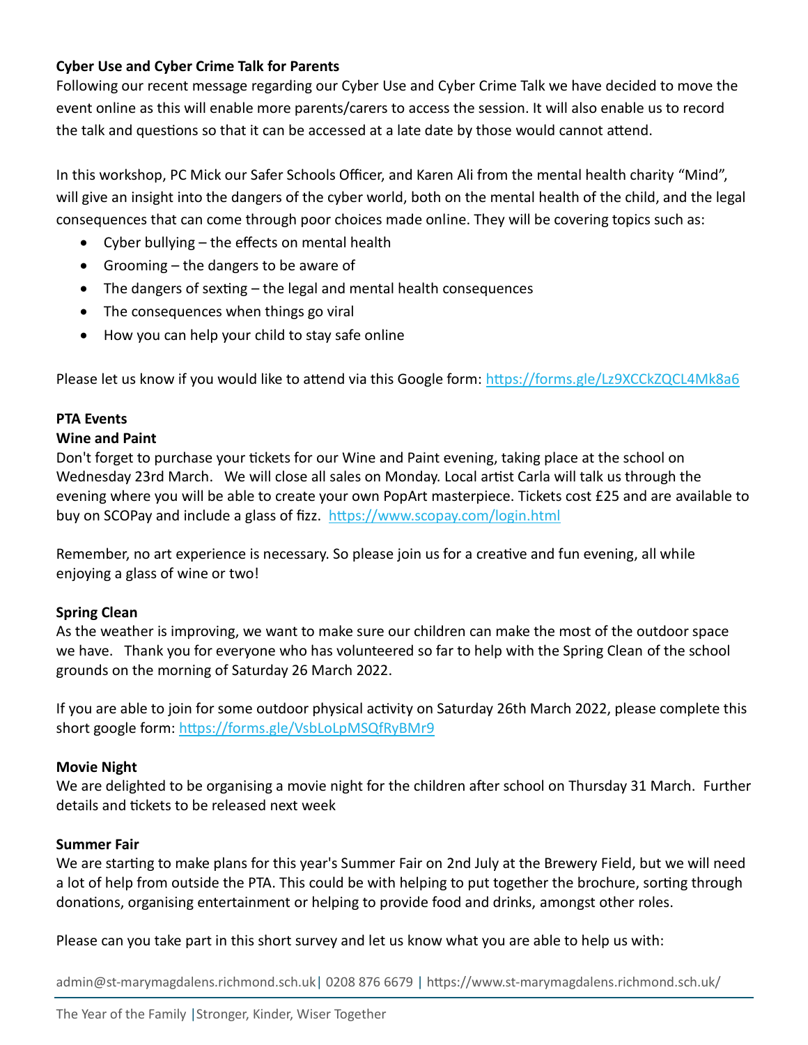**Cyber Use and Cyber Crime Talk for Parents**

Following our recent message regarding our Cyber Use and Cyber Crime Talk we have decided to move the event online as this will enable more parents/carers to access the session. It will also enable us to record the talk and questions so that it can be accessed at a late date by those would cannot attend.

In this workshop, PC Mick our Safer Schools Officer, and Karen Ali from the mental health charity "Mind", will give an insight into the dangers of the cyber world, both on the mental health of the child, and the legal consequences that can come through poor choices made online. They will be covering topics such as:

- Cyber bullying – the effects on mental health
- Grooming – the dangers to be aware of
- The dangers of sexting – the legal and mental health consequences
- The consequences when things go viral
- How you can help your child to stay safe online

Please let us know if you would like to attend via this Google form: https://forms.gle/Lz9XCCkZQCL4Mk8a6

**PTA Events**

**Wine and Paint**

Don't forget to purchase your tickets for our Wine and Paint evening, taking place at the school on Wednesday 23rd March. We will close all sales on Monday. Local artist Carla will talk us through the evening where you will be able to create your own PopArt masterpiece. Tickets cost £25 and are available to buy on SCOPay and include a glass of fizz. https://www.scopay.com/login.html

Remember, no art experience is necessary. So please join us for a creative and fun evening, all while enjoying a glass of wine or two!

**Spring Clean**

As the weather is improving, we want to make sure our children can make the most of the outdoor space we have. Thank you for everyone who has volunteered so far to help with the Spring Clean of the school grounds on the morning of Saturday 26 March 2022.

If you are able to join for some outdoor physical activity on Saturday 26th March 2022, please complete this short google form: https://forms.gle/VsbLoLpMSQfRyBMr9

**Movie Night**

We are delighted to be organising a movie night for the children after school on Thursday 31 March. Further details and tickets to be released next week

**Summer Fair**

We are starting to make plans for this year's Summer Fair on 2nd July at the Brewery Field, but we will need a lot of help from outside the PTA. This could be with helping to put together the brochure, sorting through donations, organising entertainment or helping to provide food and drinks, amongst other roles.

Please can you take part in this short survey and let us know what you are able to help us with: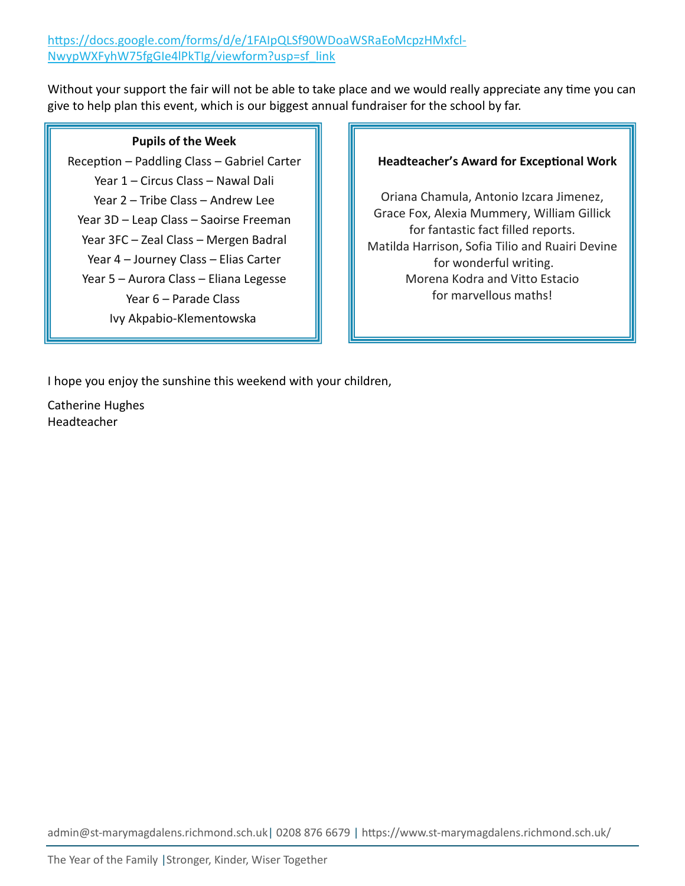https://docs.google.com/forms/d/e/1FAIpQLSf90WDoaWSRaEoMcpzHMxfcl-NwypWXFyhW75fgGIe4lPkTIg/viewform?usp=sf_link

Without your support the fair will not be able to take place and we would really appreciate any time you can give to help plan this event, which is our biggest annual fundraiser for the school by far.

**Pupils of the Week**

Reception – Paddling Class – Gabriel Carter
Year 1 – Circus Class – Nawal Dali
Year 2 – Tribe Class – Andrew Lee
Year 3D – Leap Class – Saoirse Freeman
Year 3FC – Zeal Class – Mergen Badral
Year 4 – Journey Class – Elias Carter
Year 5 – Aurora Class – Eliana Legesse
Year 6 – Parade Class
Ivy Akpabio-Klementowska

**Headteacher's Award for Exceptional Work**

Oriana Chamula, Antonio Izcara Jimenez, Grace Fox, Alexia Mummery, William Gillick for fantastic fact filled reports.
Matilda Harrison, Sofia Tilio and Ruairi Devine for wonderful writing.
Morena Kodra and Vitto Estacio for marvellous maths!

I hope you enjoy the sunshine this weekend with your children,

Catherine Hughes
Headteacher